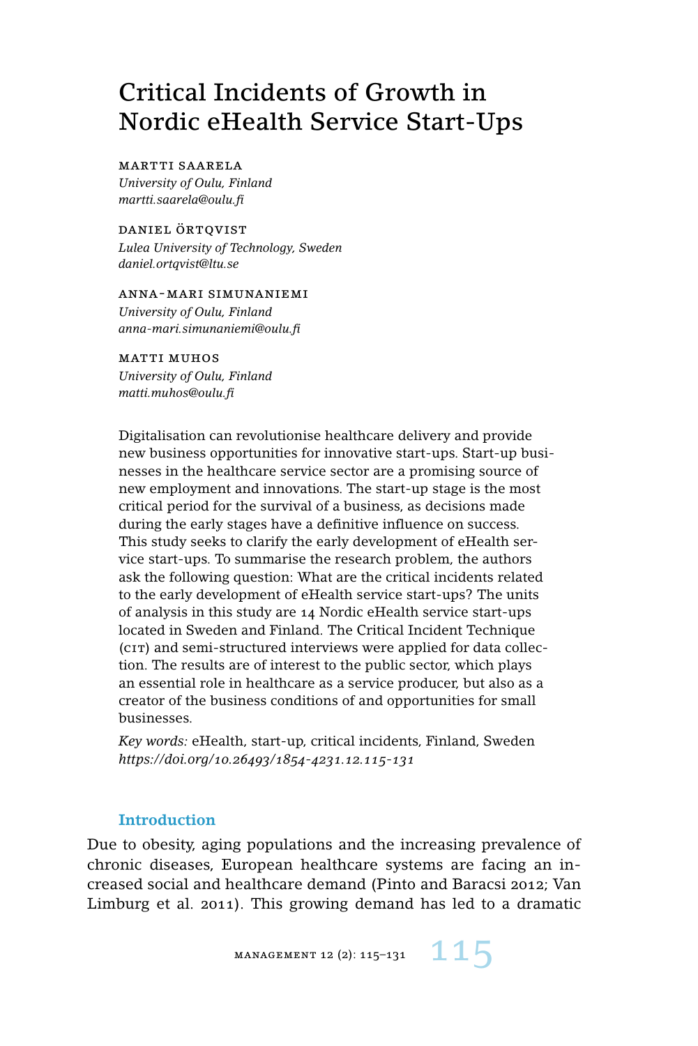# Critical Incidents of Growth in Nordic eHealth Service Start-Ups

MARTTI SAARELA
*University of Oulu, Finland*
*martti.saarela@oulu.fi*

DANIEL ÖRTQVIST
*Lulea University of Technology, Sweden*
*daniel.ortqvist@ltu.se*

ANNA-MARI SIMUNANIEMI
*University of Oulu, Finland*
*anna-mari.simunaniemi@oulu.fi*

MATTI MUHOS
*University of Oulu, Finland*
*matti.muhos@oulu.fi*

Digitalisation can revolutionise healthcare delivery and provide new business opportunities for innovative start-ups. Start-up businesses in the healthcare service sector are a promising source of new employment and innovations. The start-up stage is the most critical period for the survival of a business, as decisions made during the early stages have a definitive influence on success. This study seeks to clarify the early development of eHealth service start-ups. To summarise the research problem, the authors ask the following question: What are the critical incidents related to the early development of eHealth service start-ups? The units of analysis in this study are 14 Nordic eHealth service start-ups located in Sweden and Finland. The Critical Incident Technique (CIT) and semi-structured interviews were applied for data collection. The results are of interest to the public sector, which plays an essential role in healthcare as a service producer, but also as a creator of the business conditions of and opportunities for small businesses.

*Key words:* eHealth, start-up, critical incidents, Finland, Sweden
*https://doi.org/10.26493/1854-4231.12.115-131*

## Introduction

Due to obesity, aging populations and the increasing prevalence of chronic diseases, European healthcare systems are facing an increased social and healthcare demand (Pinto and Baracsi 2012; Van Limburg et al. 2011). This growing demand has led to a dramatic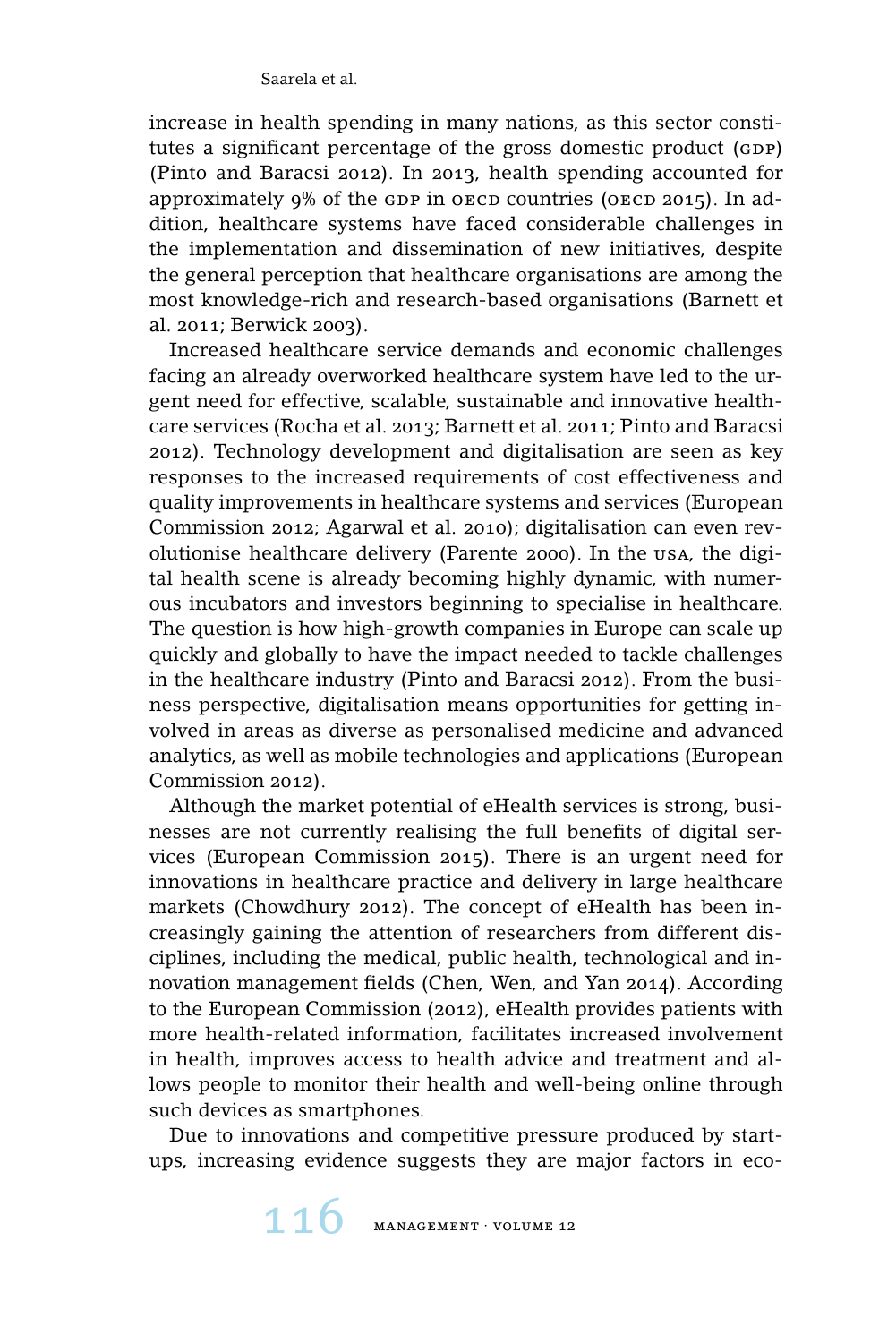increase in health spending in many nations, as this sector constitutes a significant percentage of the gross domestic product (GDP) (Pinto and Baracsi 2012). In 2013, health spending accounted for approximately 9% of the GDP in OECD countries (OECD 2015). In addition, healthcare systems have faced considerable challenges in the implementation and dissemination of new initiatives, despite the general perception that healthcare organisations are among the most knowledge-rich and research-based organisations (Barnett et al. 2011; Berwick 2003).

Increased healthcare service demands and economic challenges facing an already overworked healthcare system have led to the urgent need for effective, scalable, sustainable and innovative healthcare services (Rocha et al. 2013; Barnett et al. 2011; Pinto and Baracsi 2012). Technology development and digitalisation are seen as key responses to the increased requirements of cost effectiveness and quality improvements in healthcare systems and services (European Commission 2012; Agarwal et al. 2010); digitalisation can even revolutionise healthcare delivery (Parente 2000). In the USA, the digital health scene is already becoming highly dynamic, with numerous incubators and investors beginning to specialise in healthcare. The question is how high-growth companies in Europe can scale up quickly and globally to have the impact needed to tackle challenges in the healthcare industry (Pinto and Baracsi 2012). From the business perspective, digitalisation means opportunities for getting involved in areas as diverse as personalised medicine and advanced analytics, as well as mobile technologies and applications (European Commission 2012).

Although the market potential of eHealth services is strong, businesses are not currently realising the full benefits of digital services (European Commission 2015). There is an urgent need for innovations in healthcare practice and delivery in large healthcare markets (Chowdhury 2012). The concept of eHealth has been increasingly gaining the attention of researchers from different disciplines, including the medical, public health, technological and innovation management fields (Chen, Wen, and Yan 2014). According to the European Commission (2012), eHealth provides patients with more health-related information, facilitates increased involvement in health, improves access to health advice and treatment and allows people to monitor their health and well-being online through such devices as smartphones.

Due to innovations and competitive pressure produced by start-ups, increasing evidence suggests they are major factors in eco-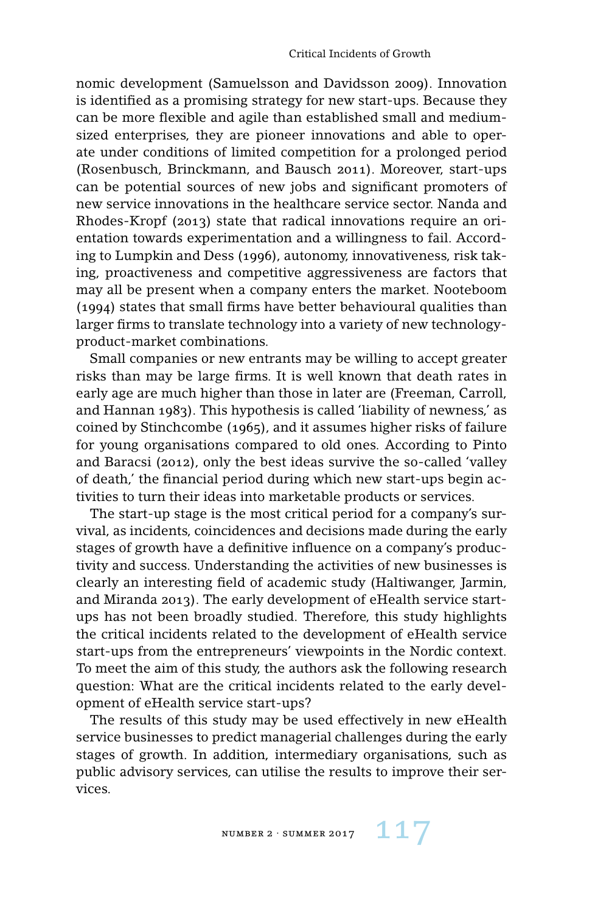nomic development (Samuelsson and Davidsson 2009). Innovation is identified as a promising strategy for new start-ups. Because they can be more flexible and agile than established small and medium-sized enterprises, they are pioneer innovations and able to operate under conditions of limited competition for a prolonged period (Rosenbusch, Brinckmann, and Bausch 2011). Moreover, start-ups can be potential sources of new jobs and significant promoters of new service innovations in the healthcare service sector. Nanda and Rhodes-Kropf (2013) state that radical innovations require an orientation towards experimentation and a willingness to fail. According to Lumpkin and Dess (1996), autonomy, innovativeness, risk taking, proactiveness and competitive aggressiveness are factors that may all be present when a company enters the market. Nooteboom (1994) states that small firms have better behavioural qualities than larger firms to translate technology into a variety of new technology-product-market combinations.

Small companies or new entrants may be willing to accept greater risks than may be large firms. It is well known that death rates in early age are much higher than those in later are (Freeman, Carroll, and Hannan 1983). This hypothesis is called 'liability of newness,' as coined by Stinchcombe (1965), and it assumes higher risks of failure for young organisations compared to old ones. According to Pinto and Baracsi (2012), only the best ideas survive the so-called 'valley of death,' the financial period during which new start-ups begin activities to turn their ideas into marketable products or services.

The start-up stage is the most critical period for a company's survival, as incidents, coincidences and decisions made during the early stages of growth have a definitive influence on a company's productivity and success. Understanding the activities of new businesses is clearly an interesting field of academic study (Haltiwanger, Jarmin, and Miranda 2013). The early development of eHealth service start-ups has not been broadly studied. Therefore, this study highlights the critical incidents related to the development of eHealth service start-ups from the entrepreneurs' viewpoints in the Nordic context. To meet the aim of this study, the authors ask the following research question: What are the critical incidents related to the early development of eHealth service start-ups?

The results of this study may be used effectively in new eHealth service businesses to predict managerial challenges during the early stages of growth. In addition, intermediary organisations, such as public advisory services, can utilise the results to improve their services.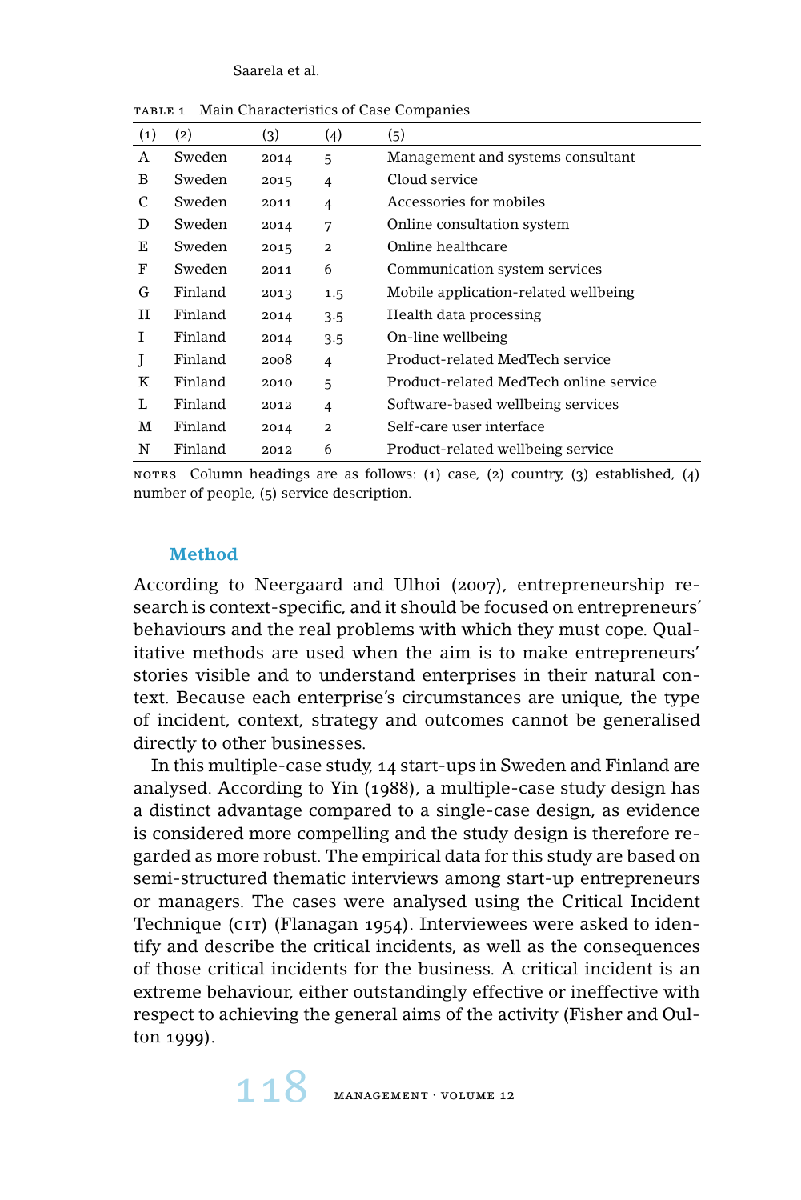TABLE 1 Main Characteristics of Case Companies

| (1) | (2) | (3) | (4) | (5) |
|---|---|---|---|---|
| A | Sweden | 2014 | 5 | Management and systems consultant |
| B | Sweden | 2015 | 4 | Cloud service |
| C | Sweden | 2011 | 4 | Accessories for mobiles |
| D | Sweden | 2014 | 7 | Online consultation system |
| E | Sweden | 2015 | 2 | Online healthcare |
| F | Sweden | 2011 | 6 | Communication system services |
| G | Finland | 2013 | 1.5 | Mobile application-related wellbeing |
| H | Finland | 2014 | 3.5 | Health data processing |
| I | Finland | 2014 | 3.5 | On-line wellbeing |
| J | Finland | 2008 | 4 | Product-related MedTech service |
| K | Finland | 2010 | 5 | Product-related MedTech online service |
| L | Finland | 2012 | 4 | Software-based wellbeing services |
| M | Finland | 2014 | 2 | Self-care user interface |
| N | Finland | 2012 | 6 | Product-related wellbeing service |

NOTES Column headings are as follows: (1) case, (2) country, (3) established, (4) number of people, (5) service description.

## Method

According to Neergaard and Ulhoi (2007), entrepreneurship research is context-specific, and it should be focused on entrepreneurs' behaviours and the real problems with which they must cope. Qualitative methods are used when the aim is to make entrepreneurs' stories visible and to understand enterprises in their natural context. Because each enterprise's circumstances are unique, the type of incident, context, strategy and outcomes cannot be generalised directly to other businesses.

In this multiple-case study, 14 start-ups in Sweden and Finland are analysed. According to Yin (1988), a multiple-case study design has a distinct advantage compared to a single-case design, as evidence is considered more compelling and the study design is therefore regarded as more robust. The empirical data for this study are based on semi-structured thematic interviews among start-up entrepreneurs or managers. The cases were analysed using the Critical Incident Technique (CIT) (Flanagan 1954). Interviewees were asked to identify and describe the critical incidents, as well as the consequences of those critical incidents for the business. A critical incident is an extreme behaviour, either outstandingly effective or ineffective with respect to achieving the general aims of the activity (Fisher and Oulton 1999).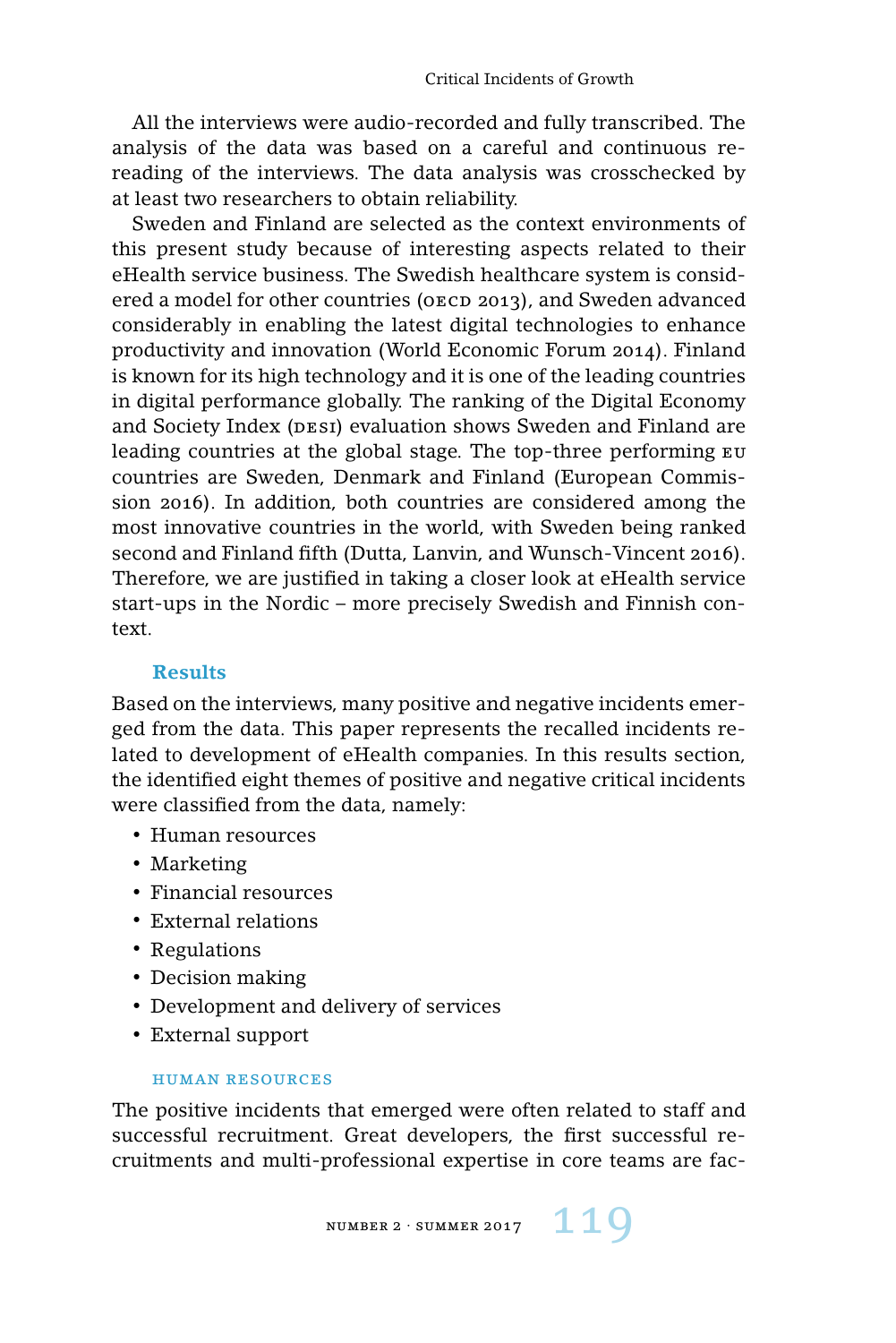All the interviews were audio-recorded and fully transcribed. The analysis of the data was based on a careful and continuous re-reading of the interviews. The data analysis was crosschecked by at least two researchers to obtain reliability.

Sweden and Finland are selected as the context environments of this present study because of interesting aspects related to their eHealth service business. The Swedish healthcare system is considered a model for other countries (OECD 2013), and Sweden advanced considerably in enabling the latest digital technologies to enhance productivity and innovation (World Economic Forum 2014). Finland is known for its high technology and it is one of the leading countries in digital performance globally. The ranking of the Digital Economy and Society Index (DESI) evaluation shows Sweden and Finland are leading countries at the global stage. The top-three performing EU countries are Sweden, Denmark and Finland (European Commission 2016). In addition, both countries are considered among the most innovative countries in the world, with Sweden being ranked second and Finland fifth (Dutta, Lanvin, and Wunsch-Vincent 2016). Therefore, we are justified in taking a closer look at eHealth service start-ups in the Nordic – more precisely Swedish and Finnish context.

## Results

Based on the interviews, many positive and negative incidents emerged from the data. This paper represents the recalled incidents related to development of eHealth companies. In this results section, the identified eight themes of positive and negative critical incidents were classified from the data, namely:

- Human resources
- Marketing
- Financial resources
- External relations
- Regulations
- Decision making
- Development and delivery of services
- External support

### Human Resources

The positive incidents that emerged were often related to staff and successful recruitment. Great developers, the first successful recruitments and multi-professional expertise in core teams are fac-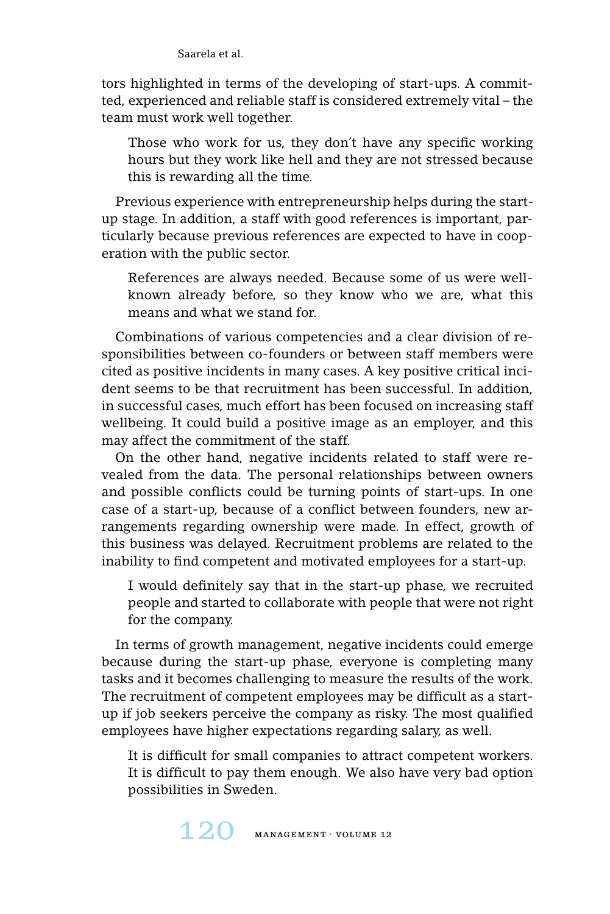tors highlighted in terms of the developing of start-ups. A committed, experienced and reliable staff is considered extremely vital – the team must work well together.

> Those who work for us, they don't have any specific working hours but they work like hell and they are not stressed because this is rewarding all the time.

Previous experience with entrepreneurship helps during the start-up stage. In addition, a staff with good references is important, particularly because previous references are expected to have in cooperation with the public sector.

> References are always needed. Because some of us were well-known already before, so they know who we are, what this means and what we stand for.

Combinations of various competencies and a clear division of responsibilities between co-founders or between staff members were cited as positive incidents in many cases. A key positive critical incident seems to be that recruitment has been successful. In addition, in successful cases, much effort has been focused on increasing staff wellbeing. It could build a positive image as an employer, and this may affect the commitment of the staff.

On the other hand, negative incidents related to staff were revealed from the data. The personal relationships between owners and possible conflicts could be turning points of start-ups. In one case of a start-up, because of a conflict between founders, new arrangements regarding ownership were made. In effect, growth of this business was delayed. Recruitment problems are related to the inability to find competent and motivated employees for a start-up.

> I would definitely say that in the start-up phase, we recruited people and started to collaborate with people that were not right for the company.

In terms of growth management, negative incidents could emerge because during the start-up phase, everyone is completing many tasks and it becomes challenging to measure the results of the work. The recruitment of competent employees may be difficult as a start-up if job seekers perceive the company as risky. The most qualified employees have higher expectations regarding salary, as well.

> It is difficult for small companies to attract competent workers. It is difficult to pay them enough. We also have very bad option possibilities in Sweden.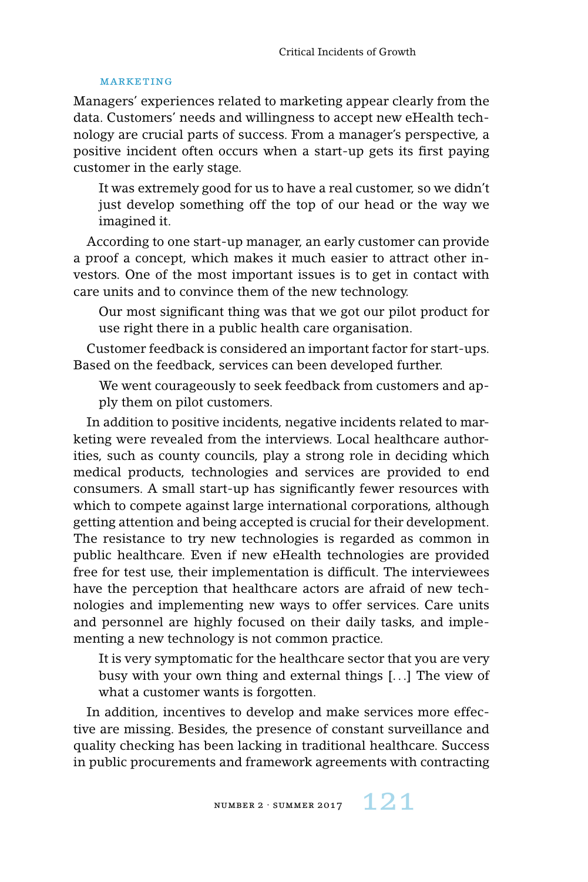### Marketing

Managers' experiences related to marketing appear clearly from the data. Customers' needs and willingness to accept new eHealth technology are crucial parts of success. From a manager's perspective, a positive incident often occurs when a start-up gets its first paying customer in the early stage.

> It was extremely good for us to have a real customer, so we didn't just develop something off the top of our head or the way we imagined it.

According to one start-up manager, an early customer can provide a proof a concept, which makes it much easier to attract other investors. One of the most important issues is to get in contact with care units and to convince them of the new technology.

> Our most significant thing was that we got our pilot product for use right there in a public health care organisation.

Customer feedback is considered an important factor for start-ups. Based on the feedback, services can been developed further.

> We went courageously to seek feedback from customers and apply them on pilot customers.

In addition to positive incidents, negative incidents related to marketing were revealed from the interviews. Local healthcare authorities, such as county councils, play a strong role in deciding which medical products, technologies and services are provided to end consumers. A small start-up has significantly fewer resources with which to compete against large international corporations, although getting attention and being accepted is crucial for their development. The resistance to try new technologies is regarded as common in public healthcare. Even if new eHealth technologies are provided free for test use, their implementation is difficult. The interviewees have the perception that healthcare actors are afraid of new technologies and implementing new ways to offer services. Care units and personnel are highly focused on their daily tasks, and implementing a new technology is not common practice.

> It is very symptomatic for the healthcare sector that you are very busy with your own thing and external things [...] The view of what a customer wants is forgotten.

In addition, incentives to develop and make services more effective are missing. Besides, the presence of constant surveillance and quality checking has been lacking in traditional healthcare. Success in public procurements and framework agreements with contracting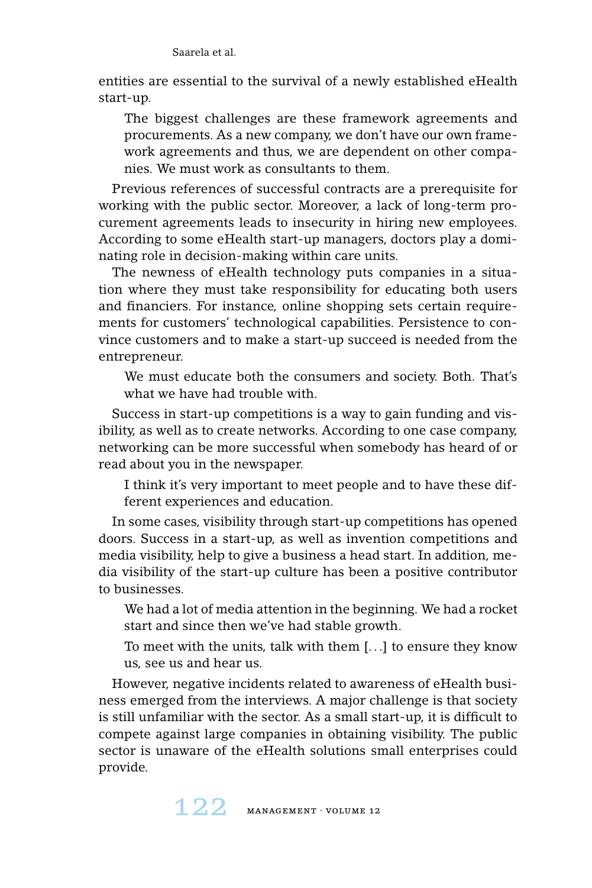entities are essential to the survival of a newly established eHealth start-up.

> The biggest challenges are these framework agreements and procurements. As a new company, we don't have our own framework agreements and thus, we are dependent on other companies. We must work as consultants to them.

Previous references of successful contracts are a prerequisite for working with the public sector. Moreover, a lack of long-term procurement agreements leads to insecurity in hiring new employees. According to some eHealth start-up managers, doctors play a dominating role in decision-making within care units.

The newness of eHealth technology puts companies in a situation where they must take responsibility for educating both users and financiers. For instance, online shopping sets certain requirements for customers' technological capabilities. Persistence to convince customers and to make a start-up succeed is needed from the entrepreneur.

> We must educate both the consumers and society. Both. That's what we have had trouble with.

Success in start-up competitions is a way to gain funding and visibility, as well as to create networks. According to one case company, networking can be more successful when somebody has heard of or read about you in the newspaper.

> I think it's very important to meet people and to have these different experiences and education.

In some cases, visibility through start-up competitions has opened doors. Success in a start-up, as well as invention competitions and media visibility, help to give a business a head start. In addition, media visibility of the start-up culture has been a positive contributor to businesses.

> We had a lot of media attention in the beginning. We had a rocket start and since then we've had stable growth.

> To meet with the units, talk with them [...] to ensure they know us, see us and hear us.

However, negative incidents related to awareness of eHealth business emerged from the interviews. A major challenge is that society is still unfamiliar with the sector. As a small start-up, it is difficult to compete against large companies in obtaining visibility. The public sector is unaware of the eHealth solutions small enterprises could provide.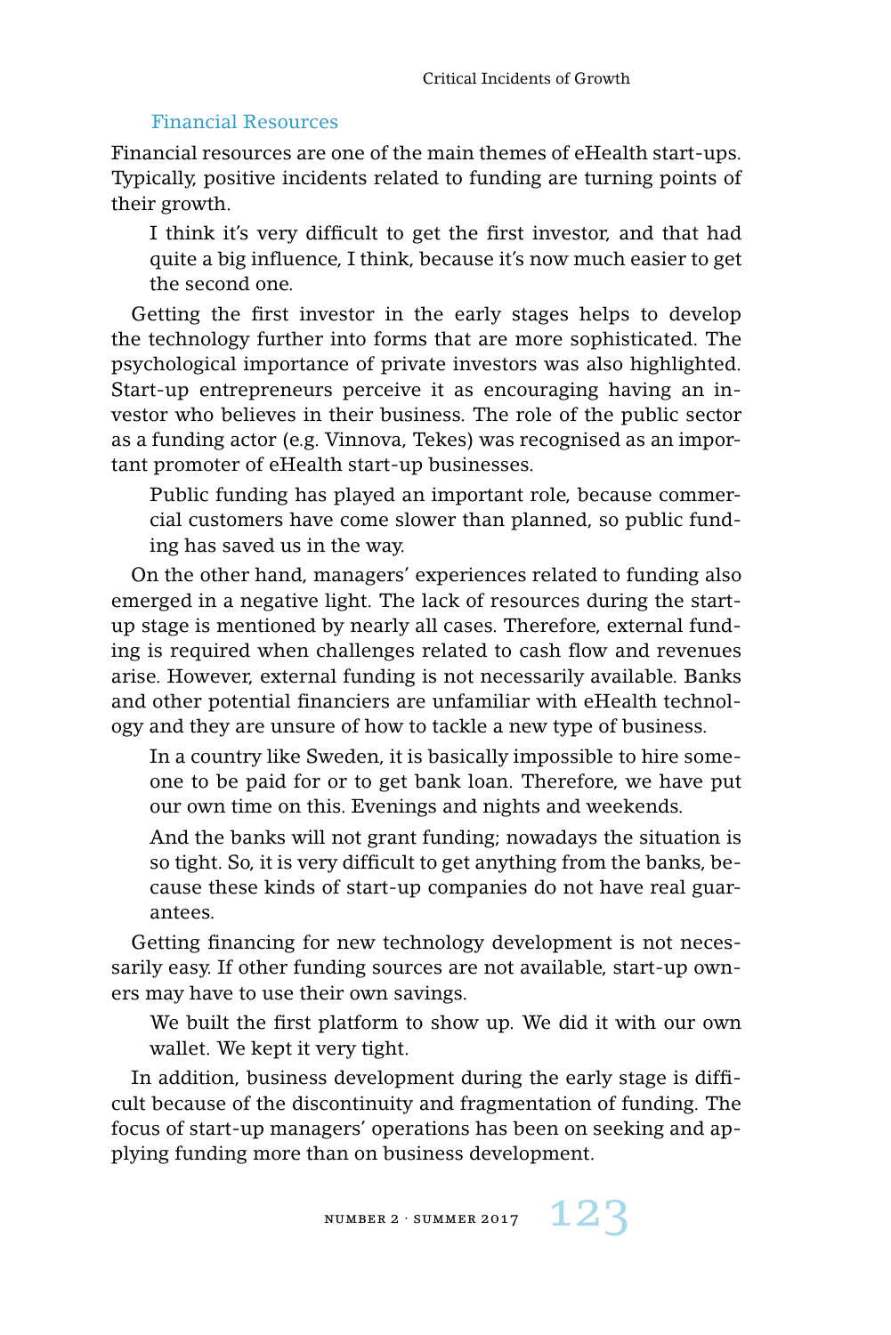### Financial Resources

Financial resources are one of the main themes of eHealth start-ups. Typically, positive incidents related to funding are turning points of their growth.

> I think it's very difficult to get the first investor, and that had quite a big influence, I think, because it's now much easier to get the second one.

Getting the first investor in the early stages helps to develop the technology further into forms that are more sophisticated. The psychological importance of private investors was also highlighted. Start-up entrepreneurs perceive it as encouraging having an investor who believes in their business. The role of the public sector as a funding actor (e.g. Vinnova, Tekes) was recognised as an important promoter of eHealth start-up businesses.

> Public funding has played an important role, because commercial customers have come slower than planned, so public funding has saved us in the way.

On the other hand, managers' experiences related to funding also emerged in a negative light. The lack of resources during the start-up stage is mentioned by nearly all cases. Therefore, external funding is required when challenges related to cash flow and revenues arise. However, external funding is not necessarily available. Banks and other potential financiers are unfamiliar with eHealth technology and they are unsure of how to tackle a new type of business.

> In a country like Sweden, it is basically impossible to hire someone to be paid for or to get bank loan. Therefore, we have put our own time on this. Evenings and nights and weekends.
>
> And the banks will not grant funding; nowadays the situation is so tight. So, it is very difficult to get anything from the banks, because these kinds of start-up companies do not have real guarantees.

Getting financing for new technology development is not necessarily easy. If other funding sources are not available, start-up owners may have to use their own savings.

> We built the first platform to show up. We did it with our own wallet. We kept it very tight.

In addition, business development during the early stage is difficult because of the discontinuity and fragmentation of funding. The focus of start-up managers' operations has been on seeking and applying funding more than on business development.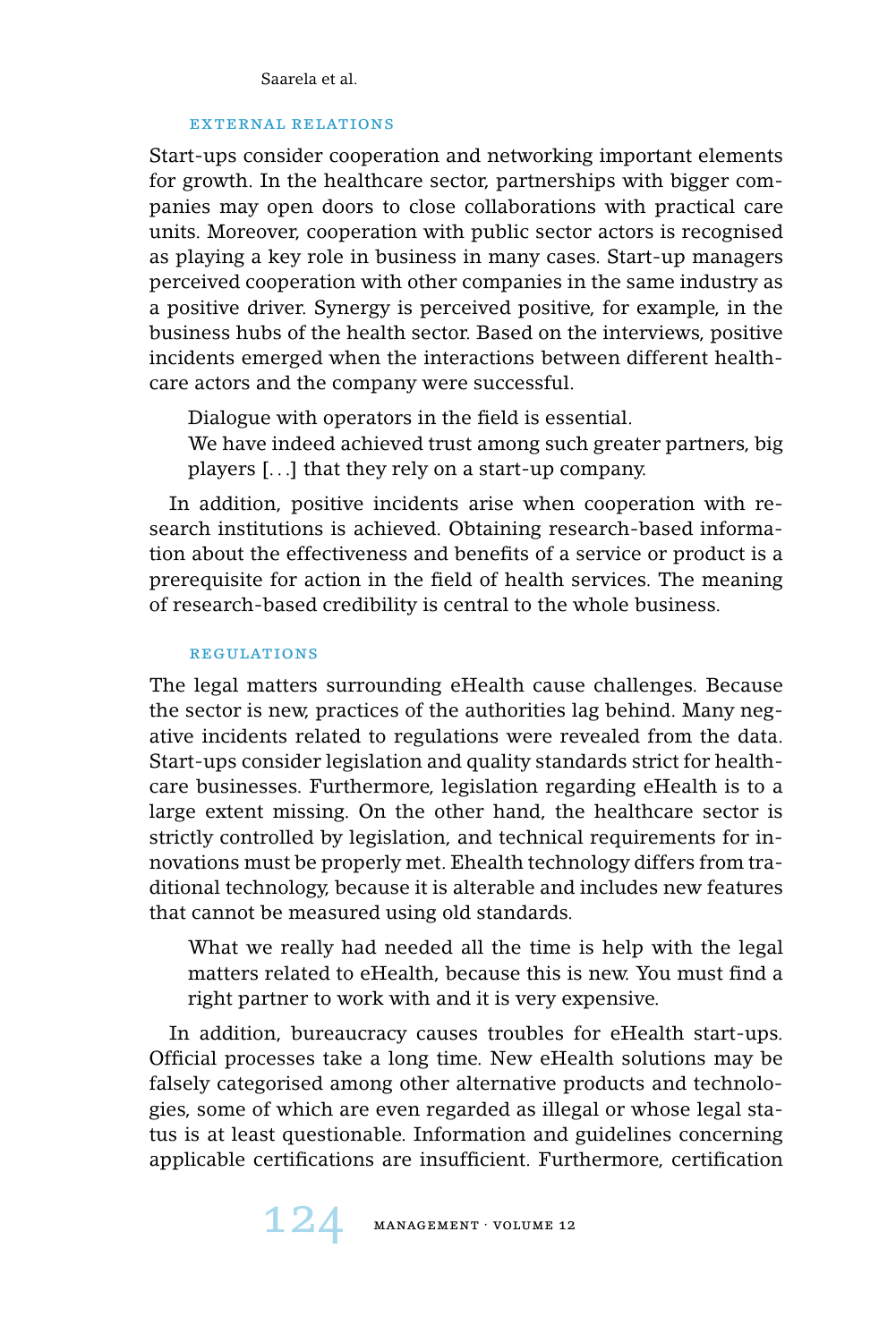### External Relations

Start-ups consider cooperation and networking important elements for growth. In the healthcare sector, partnerships with bigger companies may open doors to close collaborations with practical care units. Moreover, cooperation with public sector actors is recognised as playing a key role in business in many cases. Start-up managers perceived cooperation with other companies in the same industry as a positive driver. Synergy is perceived positive, for example, in the business hubs of the health sector. Based on the interviews, positive incidents emerged when the interactions between different healthcare actors and the company were successful.

> Dialogue with operators in the field is essential.
> We have indeed achieved trust among such greater partners, big players [...] that they rely on a start-up company.

In addition, positive incidents arise when cooperation with research institutions is achieved. Obtaining research-based information about the effectiveness and benefits of a service or product is a prerequisite for action in the field of health services. The meaning of research-based credibility is central to the whole business.

### Regulations

The legal matters surrounding eHealth cause challenges. Because the sector is new, practices of the authorities lag behind. Many negative incidents related to regulations were revealed from the data. Start-ups consider legislation and quality standards strict for healthcare businesses. Furthermore, legislation regarding eHealth is to a large extent missing. On the other hand, the healthcare sector is strictly controlled by legislation, and technical requirements for innovations must be properly met. Ehealth technology differs from traditional technology, because it is alterable and includes new features that cannot be measured using old standards.

> What we really had needed all the time is help with the legal matters related to eHealth, because this is new. You must find a right partner to work with and it is very expensive.

In addition, bureaucracy causes troubles for eHealth start-ups. Official processes take a long time. New eHealth solutions may be falsely categorised among other alternative products and technologies, some of which are even regarded as illegal or whose legal status is at least questionable. Information and guidelines concerning applicable certifications are insufficient. Furthermore, certification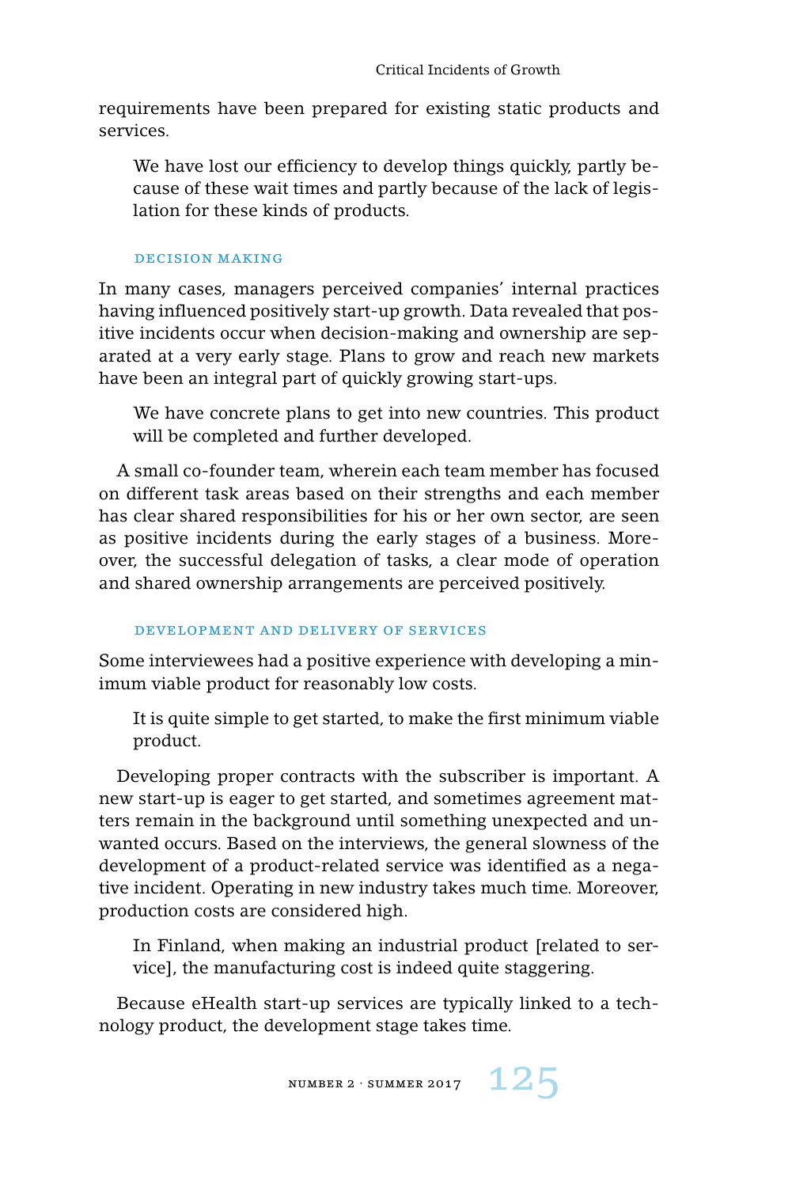requirements have been prepared for existing static products and services.

> We have lost our efficiency to develop things quickly, partly because of these wait times and partly because of the lack of legislation for these kinds of products.

### Decision Making

In many cases, managers perceived companies' internal practices having influenced positively start-up growth. Data revealed that positive incidents occur when decision-making and ownership are separated at a very early stage. Plans to grow and reach new markets have been an integral part of quickly growing start-ups.

> We have concrete plans to get into new countries. This product will be completed and further developed.

A small co-founder team, wherein each team member has focused on different task areas based on their strengths and each member has clear shared responsibilities for his or her own sector, are seen as positive incidents during the early stages of a business. Moreover, the successful delegation of tasks, a clear mode of operation and shared ownership arrangements are perceived positively.

### Development and Delivery of Services

Some interviewees had a positive experience with developing a minimum viable product for reasonably low costs.

> It is quite simple to get started, to make the first minimum viable product.

Developing proper contracts with the subscriber is important. A new start-up is eager to get started, and sometimes agreement matters remain in the background until something unexpected and unwanted occurs. Based on the interviews, the general slowness of the development of a product-related service was identified as a negative incident. Operating in new industry takes much time. Moreover, production costs are considered high.

> In Finland, when making an industrial product [related to service], the manufacturing cost is indeed quite staggering.

Because eHealth start-up services are typically linked to a technology product, the development stage takes time.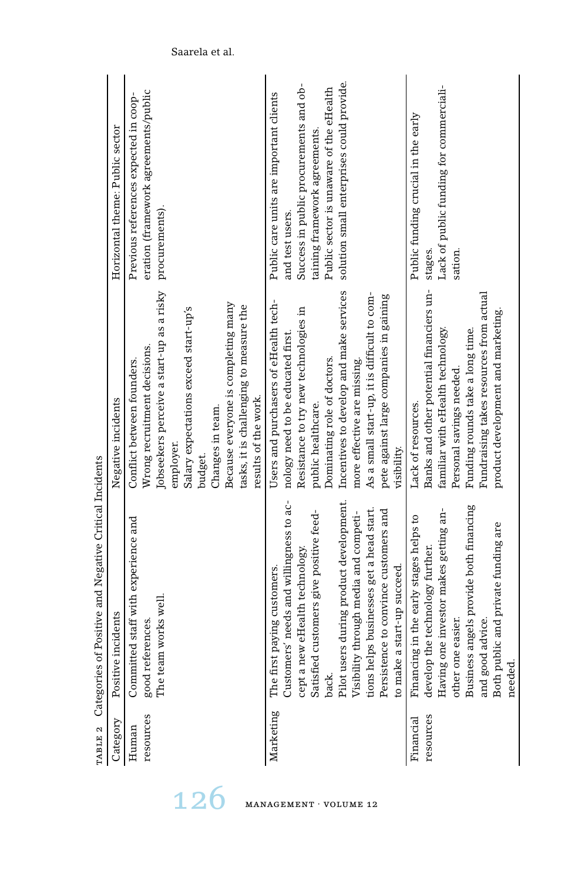TABLE 2 Categories of Positive and Negative Critical Incidents

| Category | Positive incidents | Negative incidents | Horizontal theme: Public sector |
|---|---|---|---|
| Human resources | Committed staff with experience and good references. The team works well. | Conflict between founders. Wrong recruitment decisions. Jobseekers perceive a start-up as a risky employer. Salary expectations exceed start-up's budget. Changes in team. Because everyone is completing many tasks, it is challenging to measure the results of the work. | Previous references expected in cooperation (framework agreements/public procurements). |
| Marketing | The first paying customers. Customers' needs and willingness to accept a new eHealth technology. Satisfied customers give positive feedback. Pilot users during product development. Visibility through media and competitions helps businesses get a head start. Persistence to convince customers and to make a start-up succeed. | Users and purchasers of eHealth technology need to be educated first. Resistance to try new technologies in public healthcare. Dominating role of doctors. Incentives to develop and make services more effective are missing. As a small start-up, it is difficult to compete against large companies in gaining visibility. | Public care units are important clients and test users. Success in public procurements and obtaining framework agreements. Public sector is unaware of the eHealth solution small enterprises could provide. |
| Financial resources | Financing in the early stages helps to develop the technology further. Having one investor makes getting another one easier. Business angels provide both financing and good advice. Both public and private funding are needed. | Lack of resources. Banks and other potential financiers unfamiliar with eHealth technology. Personal savings needed. Funding rounds take a long time. Fundraising takes resources from actual product development and marketing. | Public funding crucial in the early stages. Lack of public funding for commercialisation. |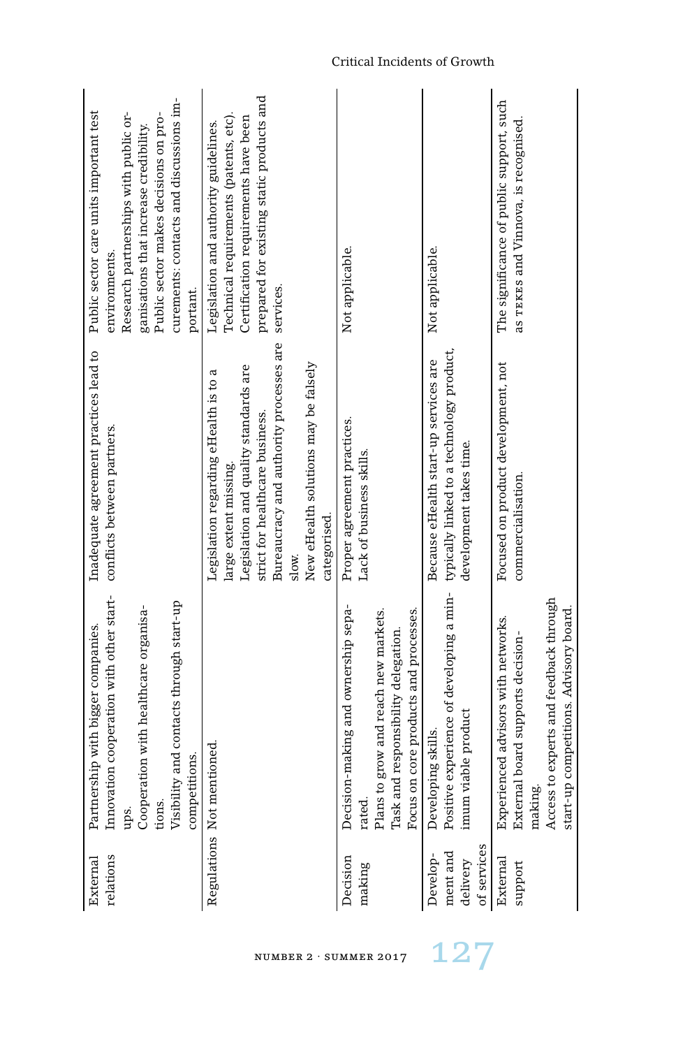| External relations | Partnership with bigger companies. Innovation cooperation with other start-ups. Cooperation with healthcare organisations. Visibility and contacts through start-up competitions. | Inadequate agreement practices lead to conflicts between partners. | Public sector care units important test environments. Research partnerships with public organisations that increase credibility. Public sector makes decisions on procurements: contacts and discussions important. |
|---|---|---|---|
| Regulations | Not mentioned. | Legislation regarding eHealth is to a large extent missing. Legislation and quality standards are strict for healthcare business. Bureaucracy and authority processes are slow. New eHealth solutions may be falsely categorised. | Legislation and authority guidelines. Technical requirements (patents, etc). Certification requirements have been prepared for existing static products and services. |
| Decision making | Decision-making and ownership separated. Plans to grow and reach new markets. Task and responsibility delegation. Focus on core products and processes. | Proper agreement practices. Lack of business skills. | Not applicable. |
| Development and delivery of services | Developing skills. Positive experience of developing a minimum viable product | Because eHealth start-up services are typically linked to a technology product, development takes time. | Not applicable. |
| External support | Experienced advisors with networks. External board supports decision-making. Access to experts and feedback through start-up competitions. Advisory board. | Focused on product development, not commercialisation. | The significance of public support, such as TEKES and Vinnova, is recognised. |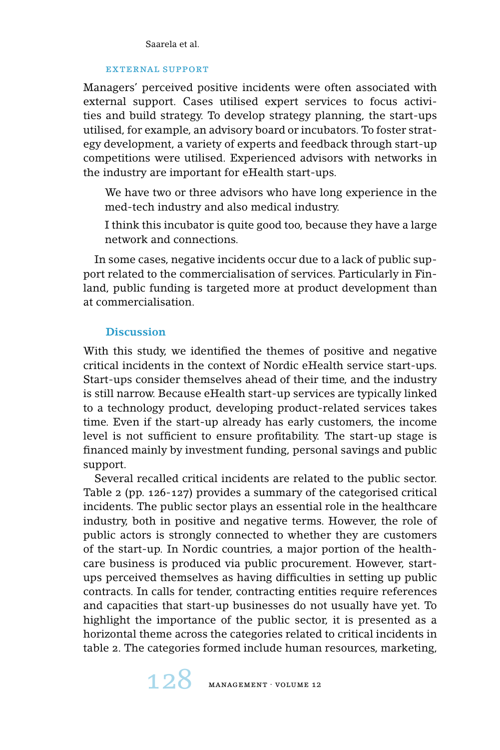#### External Support

Managers' perceived positive incidents were often associated with external support. Cases utilised expert services to focus activities and build strategy. To develop strategy planning, the start-ups utilised, for example, an advisory board or incubators. To foster strategy development, a variety of experts and feedback through start-up competitions were utilised. Experienced advisors with networks in the industry are important for eHealth start-ups.

> We have two or three advisors who have long experience in the med-tech industry and also medical industry.
>
> I think this incubator is quite good too, because they have a large network and connections.

In some cases, negative incidents occur due to a lack of public support related to the commercialisation of services. Particularly in Finland, public funding is targeted more at product development than at commercialisation.

### Discussion

With this study, we identified the themes of positive and negative critical incidents in the context of Nordic eHealth service start-ups. Start-ups consider themselves ahead of their time, and the industry is still narrow. Because eHealth start-up services are typically linked to a technology product, developing product-related services takes time. Even if the start-up already has early customers, the income level is not sufficient to ensure profitability. The start-up stage is financed mainly by investment funding, personal savings and public support.

Several recalled critical incidents are related to the public sector. Table 2 (pp. 126-127) provides a summary of the categorised critical incidents. The public sector plays an essential role in the healthcare industry, both in positive and negative terms. However, the role of public actors is strongly connected to whether they are customers of the start-up. In Nordic countries, a major portion of the healthcare business is produced via public procurement. However, start-ups perceived themselves as having difficulties in setting up public contracts. In calls for tender, contracting entities require references and capacities that start-up businesses do not usually have yet. To highlight the importance of the public sector, it is presented as a horizontal theme across the categories related to critical incidents in table 2. The categories formed include human resources, marketing,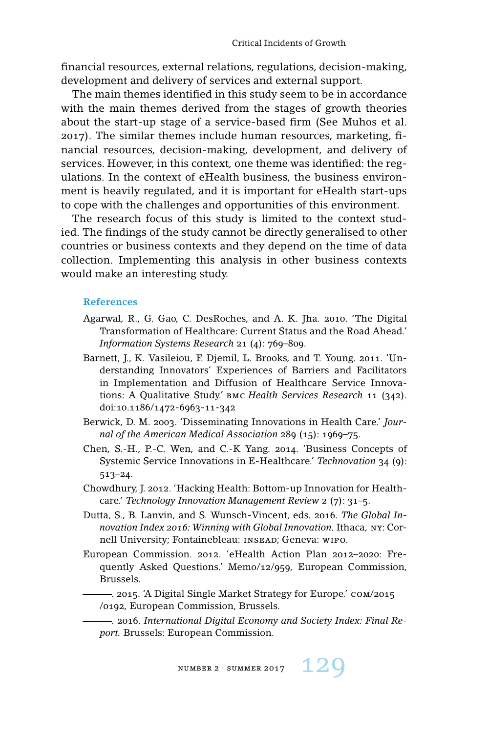financial resources, external relations, regulations, decision-making, development and delivery of services and external support.

The main themes identified in this study seem to be in accordance with the main themes derived from the stages of growth theories about the start-up stage of a service-based firm (See Muhos et al. 2017). The similar themes include human resources, marketing, financial resources, decision-making, development, and delivery of services. However, in this context, one theme was identified: the regulations. In the context of eHealth business, the business environment is heavily regulated, and it is important for eHealth start-ups to cope with the challenges and opportunities of this environment.

The research focus of this study is limited to the context studied. The findings of the study cannot be directly generalised to other countries or business contexts and they depend on the time of data collection. Implementing this analysis in other business contexts would make an interesting study.

## References

Agarwal, R., G. Gao, C. DesRoches, and A. K. Jha. 2010. 'The Digital Transformation of Healthcare: Current Status and the Road Ahead.' *Information Systems Research* 21 (4): 769–809.

Barnett, J., K. Vasileiou, F. Djemil, L. Brooks, and T. Young. 2011. 'Understanding Innovators' Experiences of Barriers and Facilitators in Implementation and Diffusion of Healthcare Service Innovations: A Qualitative Study.' BMC *Health Services Research* 11 (342). doi:10.1186/1472-6963-11-342

Berwick, D. M. 2003. 'Disseminating Innovations in Health Care.' *Journal of the American Medical Association* 289 (15): 1969–75.

Chen, S.-H., P.-C. Wen, and C.-K Yang. 2014. 'Business Concepts of Systemic Service Innovations in E-Healthcare.' *Technovation* 34 (9): 513–24.

Chowdhury, J. 2012. 'Hacking Health: Bottom-up Innovation for Healthcare.' *Technology Innovation Management Review* 2 (7): 31–5.

Dutta, S., B. Lanvin, and S. Wunsch-Vincent, eds. 2016. *The Global Innovation Index 2016: Winning with Global Innovation.* Ithaca, NY: Cornell University; Fontainebleau: INSEAD; Geneva: WIPO.

European Commission. 2012. 'eHealth Action Plan 2012–2020: Frequently Asked Questions.' Memo/12/959, European Commission, Brussels.

———. 2015. 'A Digital Single Market Strategy for Europe.' COM/2015 /0192, European Commission, Brussels.

———. 2016. *International Digital Economy and Society Index: Final Report.* Brussels: European Commission.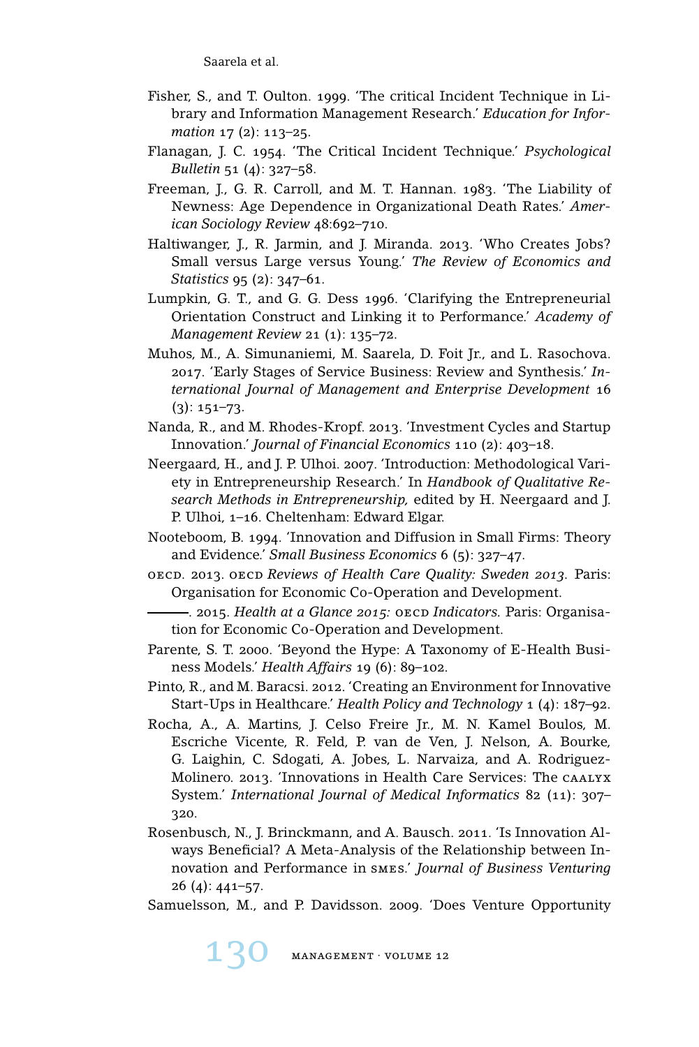Fisher, S., and T. Oulton. 1999. 'The critical Incident Technique in Library and Information Management Research.' *Education for Information* 17 (2): 113–25.

Flanagan, J. C. 1954. 'The Critical Incident Technique.' *Psychological Bulletin* 51 (4): 327–58.

Freeman, J., G. R. Carroll, and M. T. Hannan. 1983. 'The Liability of Newness: Age Dependence in Organizational Death Rates.' *American Sociology Review* 48:692–710.

Haltiwanger, J., R. Jarmin, and J. Miranda. 2013. 'Who Creates Jobs? Small versus Large versus Young.' *The Review of Economics and Statistics* 95 (2): 347–61.

Lumpkin, G. T., and G. G. Dess 1996. 'Clarifying the Entrepreneurial Orientation Construct and Linking it to Performance.' *Academy of Management Review* 21 (1): 135–72.

Muhos, M., A. Simunaniemi, M. Saarela, D. Foit Jr., and L. Rasochova. 2017. 'Early Stages of Service Business: Review and Synthesis.' *International Journal of Management and Enterprise Development* 16 (3): 151–73.

Nanda, R., and M. Rhodes-Kropf. 2013. 'Investment Cycles and Startup Innovation.' *Journal of Financial Economics* 110 (2): 403–18.

Neergaard, H., and J. P. Ulhoi. 2007. 'Introduction: Methodological Variety in Entrepreneurship Research.' In *Handbook of Qualitative Research Methods in Entrepreneurship,* edited by H. Neergaard and J. P. Ulhoi, 1–16. Cheltenham: Edward Elgar.

Nooteboom, B. 1994. 'Innovation and Diffusion in Small Firms: Theory and Evidence.' *Small Business Economics* 6 (5): 327–47.

OECD. 2013. OECD *Reviews of Health Care Quality: Sweden 2013*. Paris: Organisation for Economic Co-Operation and Development.

———. 2015. *Health at a Glance 2015:* OECD *Indicators.* Paris: Organisation for Economic Co-Operation and Development.

Parente, S. T. 2000. 'Beyond the Hype: A Taxonomy of E-Health Business Models.' *Health Affairs* 19 (6): 89–102.

Pinto, R., and M. Baracsi. 2012. 'Creating an Environment for Innovative Start-Ups in Healthcare.' *Health Policy and Technology* 1 (4): 187–92.

Rocha, A., A. Martins, J. Celso Freire Jr., M. N. Kamel Boulos, M. Escriche Vicente, R. Feld, P. van de Ven, J. Nelson, A. Bourke, G. Laighin, C. Sdogati, A. Jobes, L. Narvaiza, and A. Rodriguez-Molinero. 2013. 'Innovations in Health Care Services: The CAALYX System.' *International Journal of Medical Informatics* 82 (11): 307–320.

Rosenbusch, N., J. Brinckmann, and A. Bausch. 2011. 'Is Innovation Always Beneficial? A Meta-Analysis of the Relationship between Innovation and Performance in SMEs.' *Journal of Business Venturing* 26 (4): 441–57.

Samuelsson, M., and P. Davidsson. 2009. 'Does Venture Opportunity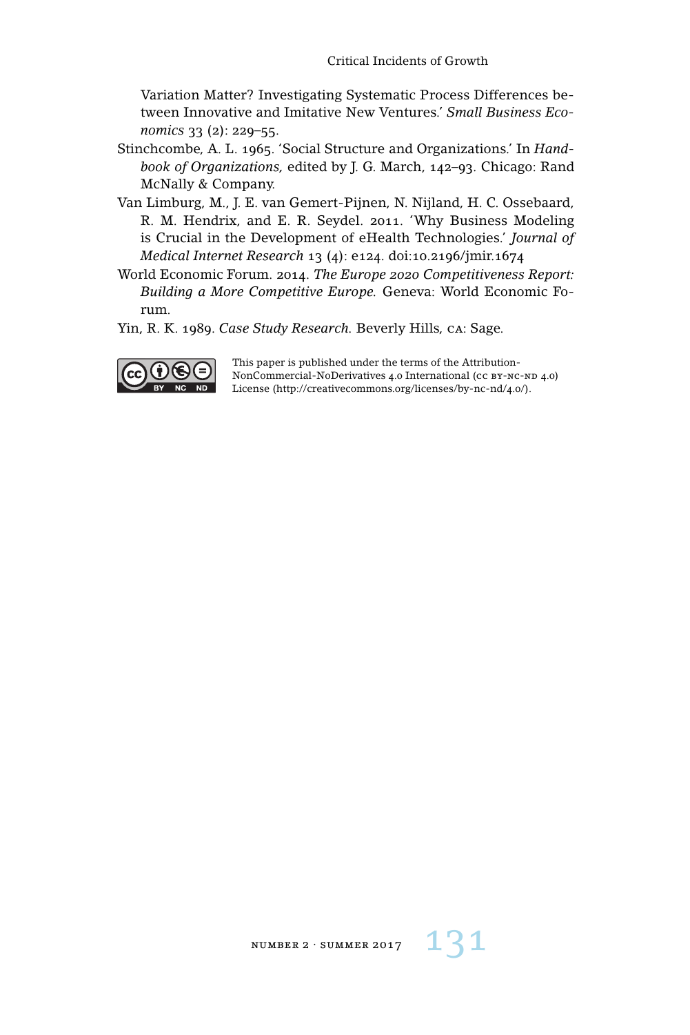Variation Matter? Investigating Systematic Process Differences between Innovative and Imitative New Ventures.' *Small Business Economics* 33 (2): 229–55.

Stinchcombe, A. L. 1965. 'Social Structure and Organizations.' In *Handbook of Organizations,* edited by J. G. March, 142–93. Chicago: Rand McNally & Company.

Van Limburg, M., J. E. van Gemert-Pijnen, N. Nijland, H. C. Ossebaard, R. M. Hendrix, and E. R. Seydel. 2011. 'Why Business Modeling is Crucial in the Development of eHealth Technologies.' *Journal of Medical Internet Research* 13 (4): e124. doi:10.2196/jmir.1674

World Economic Forum. 2014. *The Europe 2020 Competitiveness Report: Building a More Competitive Europe.* Geneva: World Economic Forum.

Yin, R. K. 1989. *Case Study Research.* Beverly Hills, CA: Sage.

This paper is published under the terms of the Attribution-NonCommercial-NoDerivatives 4.0 International (CC BY-NC-ND 4.0) License (http://creativecommons.org/licenses/by-nc-nd/4.0/).